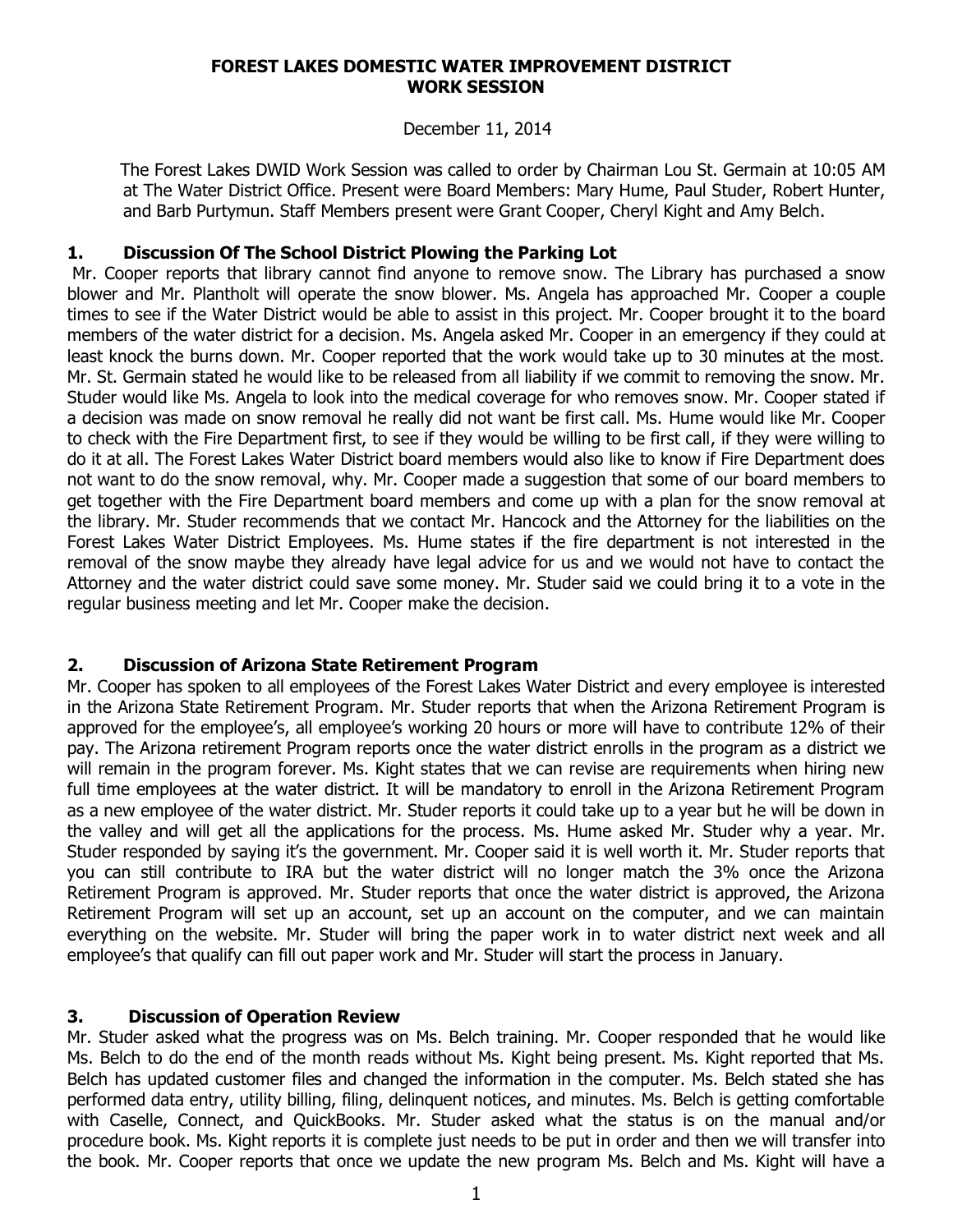# FOREST LAKES DOMESTIC WATER IMPROVEMENT DISTRICT
# WORK SESSION

December 11, 2014

The Forest Lakes DWID Work Session was called to order by Chairman Lou St. Germain at 10:05 AM at The Water District Office. Present were Board Members: Mary Hume, Paul Studer, Robert Hunter, and Barb Purtymun. Staff Members present were Grant Cooper, Cheryl Kight and Amy Belch.

## 1. Discussion Of The School District Plowing the Parking Lot

Mr. Cooper reports that library cannot find anyone to remove snow. The Library has purchased a snow blower and Mr. Plantholt will operate the snow blower. Ms. Angela has approached Mr. Cooper a couple times to see if the Water District would be able to assist in this project. Mr. Cooper brought it to the board members of the water district for a decision. Ms. Angela asked Mr. Cooper in an emergency if they could at least knock the burns down. Mr. Cooper reported that the work would take up to 30 minutes at the most. Mr. St. Germain stated he would like to be released from all liability if we commit to removing the snow. Mr. Studer would like Ms. Angela to look into the medical coverage for who removes snow. Mr. Cooper stated if a decision was made on snow removal he really did not want be first call. Ms. Hume would like Mr. Cooper to check with the Fire Department first, to see if they would be willing to be first call, if they were willing to do it at all. The Forest Lakes Water District board members would also like to know if Fire Department does not want to do the snow removal, why. Mr. Cooper made a suggestion that some of our board members to get together with the Fire Department board members and come up with a plan for the snow removal at the library. Mr. Studer recommends that we contact Mr. Hancock and the Attorney for the liabilities on the Forest Lakes Water District Employees. Ms. Hume states if the fire department is not interested in the removal of the snow maybe they already have legal advice for us and we would not have to contact the Attorney and the water district could save some money. Mr. Studer said we could bring it to a vote in the regular business meeting and let Mr. Cooper make the decision.

## 2. Discussion of Arizona State Retirement Program

Mr. Cooper has spoken to all employees of the Forest Lakes Water District and every employee is interested in the Arizona State Retirement Program. Mr. Studer reports that when the Arizona Retirement Program is approved for the employee's, all employee's working 20 hours or more will have to contribute 12% of their pay. The Arizona retirement Program reports once the water district enrolls in the program as a district we will remain in the program forever. Ms. Kight states that we can revise are requirements when hiring new full time employees at the water district. It will be mandatory to enroll in the Arizona Retirement Program as a new employee of the water district. Mr. Studer reports it could take up to a year but he will be down in the valley and will get all the applications for the process. Ms. Hume asked Mr. Studer why a year. Mr. Studer responded by saying it's the government. Mr. Cooper said it is well worth it. Mr. Studer reports that you can still contribute to IRA but the water district will no longer match the 3% once the Arizona Retirement Program is approved. Mr. Studer reports that once the water district is approved, the Arizona Retirement Program will set up an account, set up an account on the computer, and we can maintain everything on the website. Mr. Studer will bring the paper work in to water district next week and all employee's that qualify can fill out paper work and Mr. Studer will start the process in January.

## 3. Discussion of Operation Review

Mr. Studer asked what the progress was on Ms. Belch training. Mr. Cooper responded that he would like Ms. Belch to do the end of the month reads without Ms. Kight being present. Ms. Kight reported that Ms. Belch has updated customer files and changed the information in the computer. Ms. Belch stated she has performed data entry, utility billing, filing, delinquent notices, and minutes. Ms. Belch is getting comfortable with Caselle, Connect, and QuickBooks. Mr. Studer asked what the status is on the manual and/or procedure book. Ms. Kight reports it is complete just needs to be put in order and then we will transfer into the book. Mr. Cooper reports that once we update the new program Ms. Belch and Ms. Kight will have a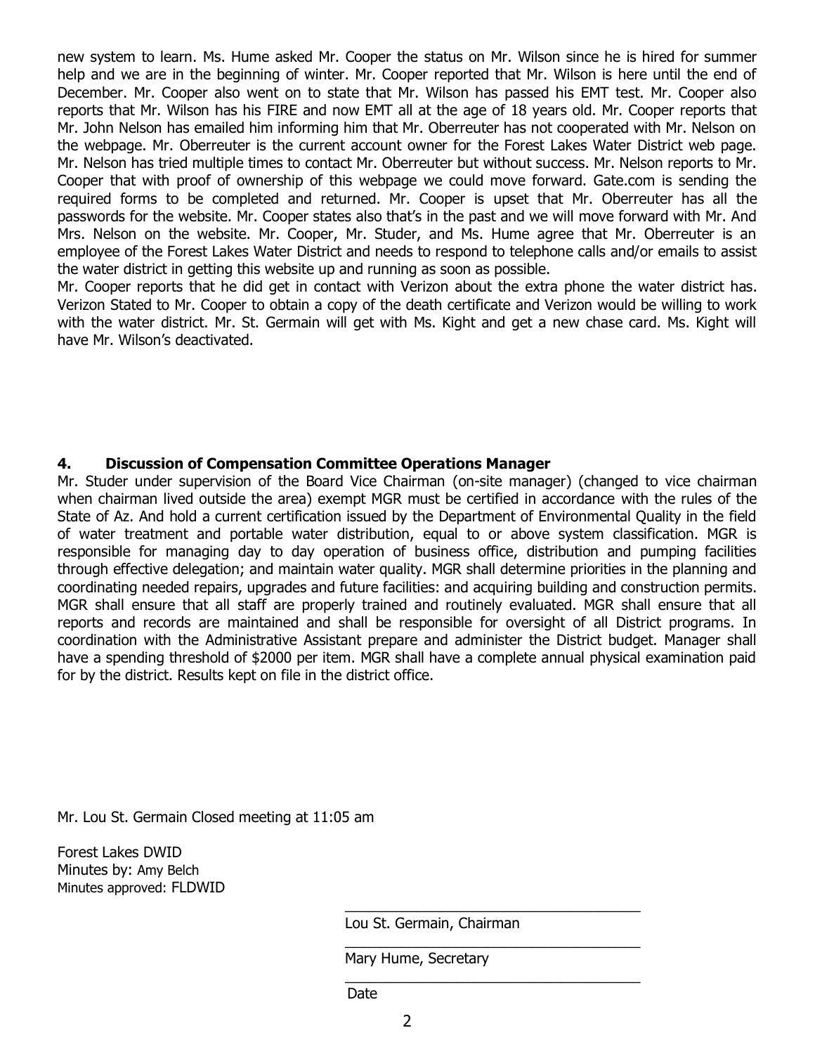new system to learn. Ms. Hume asked Mr. Cooper the status on Mr. Wilson since he is hired for summer help and we are in the beginning of winter. Mr. Cooper reported that Mr. Wilson is here until the end of December. Mr. Cooper also went on to state that Mr. Wilson has passed his EMT test. Mr. Cooper also reports that Mr. Wilson has his FIRE and now EMT all at the age of 18 years old. Mr. Cooper reports that Mr. John Nelson has emailed him informing him that Mr. Oberreuter has not cooperated with Mr. Nelson on the webpage. Mr. Oberreuter is the current account owner for the Forest Lakes Water District web page. Mr. Nelson has tried multiple times to contact Mr. Oberreuter but without success. Mr. Nelson reports to Mr. Cooper that with proof of ownership of this webpage we could move forward. Gate.com is sending the required forms to be completed and returned. Mr. Cooper is upset that Mr. Oberreuter has all the passwords for the website. Mr. Cooper states also that's in the past and we will move forward with Mr. And Mrs. Nelson on the website. Mr. Cooper, Mr. Studer, and Ms. Hume agree that Mr. Oberreuter is an employee of the Forest Lakes Water District and needs to respond to telephone calls and/or emails to assist the water district in getting this website up and running as soon as possible.

Mr. Cooper reports that he did get in contact with Verizon about the extra phone the water district has. Verizon Stated to Mr. Cooper to obtain a copy of the death certificate and Verizon would be willing to work with the water district. Mr. St. Germain will get with Ms. Kight and get a new chase card. Ms. Kight will have Mr. Wilson's deactivated.

**4. Discussion of Compensation Committee Operations Manager**

Mr. Studer under supervision of the Board Vice Chairman (on-site manager) (changed to vice chairman when chairman lived outside the area) exempt MGR must be certified in accordance with the rules of the State of Az. And hold a current certification issued by the Department of Environmental Quality in the field of water treatment and portable water distribution, equal to or above system classification. MGR is responsible for managing day to day operation of business office, distribution and pumping facilities through effective delegation; and maintain water quality. MGR shall determine priorities in the planning and coordinating needed repairs, upgrades and future facilities: and acquiring building and construction permits. MGR shall ensure that all staff are properly trained and routinely evaluated. MGR shall ensure that all reports and records are maintained and shall be responsible for oversight of all District programs. In coordination with the Administrative Assistant prepare and administer the District budget. Manager shall have a spending threshold of $2000 per item. MGR shall have a complete annual physical examination paid for by the district. Results kept on file in the district office.

Mr. Lou St. Germain Closed meeting at 11:05 am

Forest Lakes DWID
Minutes by: Amy Belch
Minutes approved: FLDWID

\_\_\_\_\_\_\_\_\_\_\_\_\_\_\_\_\_\_\_\_\_\_\_\_\_\_\_\_\_\_\_\_
Lou St. Germain, Chairman

\_\_\_\_\_\_\_\_\_\_\_\_\_\_\_\_\_\_\_\_\_\_\_\_\_\_\_\_\_\_\_\_
Mary Hume, Secretary

\_\_\_\_\_\_\_\_\_\_\_\_\_\_\_\_\_\_\_\_\_\_\_\_\_\_\_\_\_\_\_\_
Date